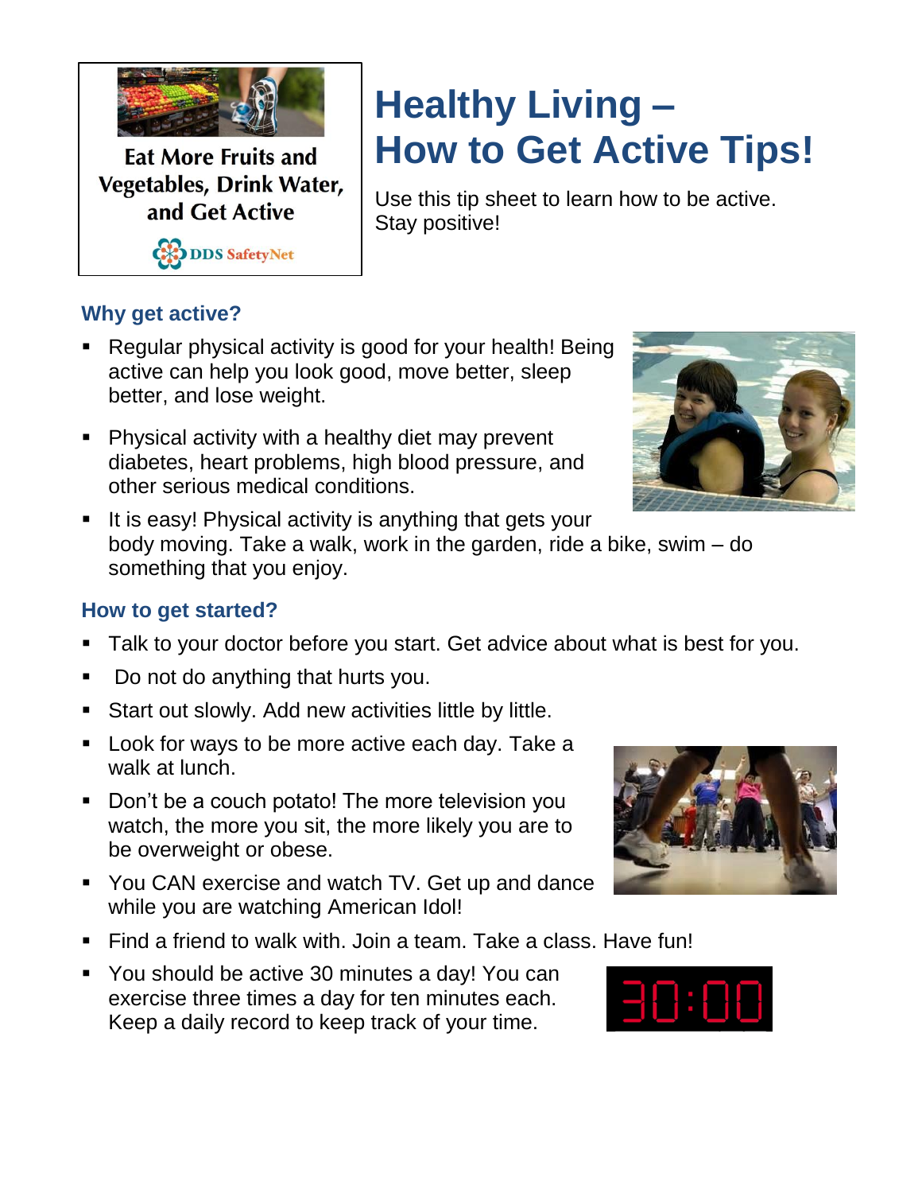Eat More Fruits and Vegetables, Drink Water, and Get Active

DDS SafetyNet

# Healthy Living – How to Get Active Tips!

Use this tip sheet to learn how to be active. Stay positive!

## Why get active?

- Regular physical activity is good for your health! Being active can help you look good, move better, sleep better, and lose weight.
- Physical activity with a healthy diet may prevent diabetes, heart problems, high blood pressure, and other serious medical conditions.
- It is easy! Physical activity is anything that gets your body moving. Take a walk, work in the garden, ride a bike, swim – do something that you enjoy.

## How to get started?

- Talk to your doctor before you start. Get advice about what is best for you.
- Do not do anything that hurts you.
- Start out slowly. Add new activities little by little.
- Look for ways to be more active each day. Take a walk at lunch.
- Don't be a couch potato! The more television you watch, the more you sit, the more likely you are to be overweight or obese.
- You CAN exercise and watch TV. Get up and dance while you are watching American Idol!
- Find a friend to walk with. Join a team. Take a class. Have fun!
- You should be active 30 minutes a day! You can exercise three times a day for ten minutes each. Keep a daily record to keep track of your time.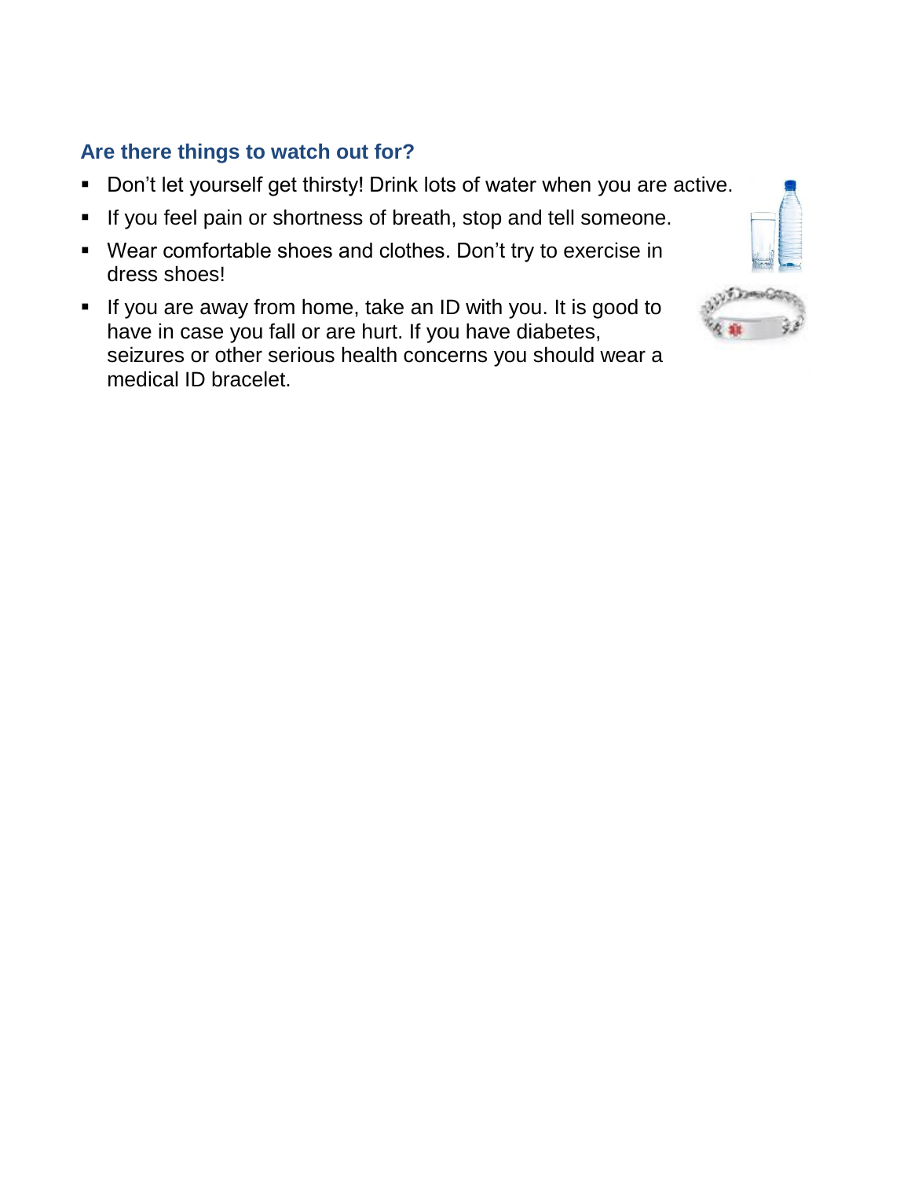### Are there things to watch out for?

- Don't let yourself get thirsty! Drink lots of water when you are active.
- If you feel pain or shortness of breath, stop and tell someone.
- Wear comfortable shoes and clothes. Don't try to exercise in dress shoes!
- If you are away from home, take an ID with you. It is good to have in case you fall or are hurt. If you have diabetes, seizures or other serious health concerns you should wear a medical ID bracelet.